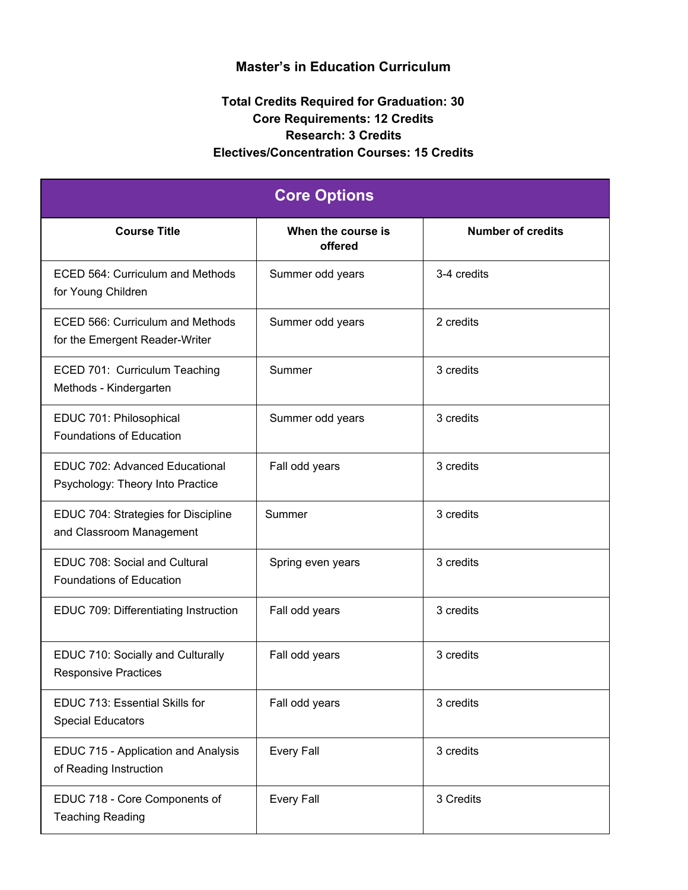# Master's in Education Curriculum

**Total Credits Required for Graduation: 30**
**Core Requirements: 12 Credits**
**Research: 3 Credits**
**Electives/Concentration Courses: 15 Credits**

| Core Options | | |
|---|---|---|
| **Course Title** | **When the course is offered** | **Number of credits** |
| ECED 564: Curriculum and Methods for Young Children | Summer odd years | 3-4 credits |
| ECED 566: Curriculum and Methods for the Emergent Reader-Writer | Summer odd years | 2 credits |
| ECED 701: Curriculum Teaching Methods - Kindergarten | Summer | 3 credits |
| EDUC 701: Philosophical Foundations of Education | Summer odd years | 3 credits |
| EDUC 702: Advanced Educational Psychology: Theory Into Practice | Fall odd years | 3 credits |
| EDUC 704: Strategies for Discipline and Classroom Management | Summer | 3 credits |
| EDUC 708: Social and Cultural Foundations of Education | Spring even years | 3 credits |
| EDUC 709: Differentiating Instruction | Fall odd years | 3 credits |
| EDUC 710: Socially and Culturally Responsive Practices | Fall odd years | 3 credits |
| EDUC 713: Essential Skills for Special Educators | Fall odd years | 3 credits |
| EDUC 715 - Application and Analysis of Reading Instruction | Every Fall | 3 credits |
| EDUC 718 - Core Components of Teaching Reading | Every Fall | 3 Credits |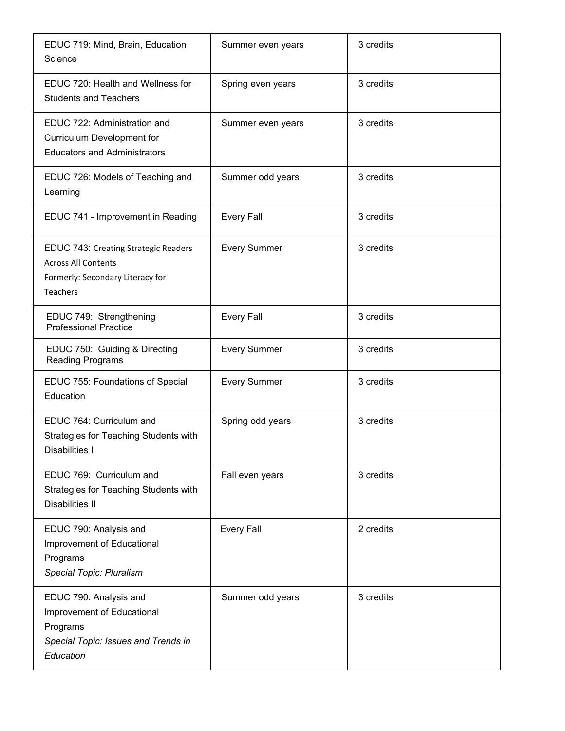| | | |
|---|---|---|
| EDUC 719: Mind, Brain, Education Science | Summer even years | 3 credits |
| EDUC 720: Health and Wellness for Students and Teachers | Spring even years | 3 credits |
| EDUC 722: Administration and Curriculum Development for Educators and Administrators | Summer even years | 3 credits |
| EDUC 726: Models of Teaching and Learning | Summer odd years | 3 credits |
| EDUC 741 - Improvement in Reading | Every Fall | 3 credits |
| EDUC 743: Creating Strategic Readers Across All Contents<br>Formerly: Secondary Literacy for Teachers | Every Summer | 3 credits |
| EDUC 749: Strengthening Professional Practice | Every Fall | 3 credits |
| EDUC 750: Guiding & Directing Reading Programs | Every Summer | 3 credits |
| EDUC 755: Foundations of Special Education | Every Summer | 3 credits |
| EDUC 764: Curriculum and Strategies for Teaching Students with Disabilities I | Spring odd years | 3 credits |
| EDUC 769: Curriculum and Strategies for Teaching Students with Disabilities II | Fall even years | 3 credits |
| EDUC 790: Analysis and Improvement of Educational Programs<br>*Special Topic: Pluralism* | Every Fall | 2 credits |
| EDUC 790: Analysis and Improvement of Educational Programs<br>*Special Topic: Issues and Trends in Education* | Summer odd years | 3 credits |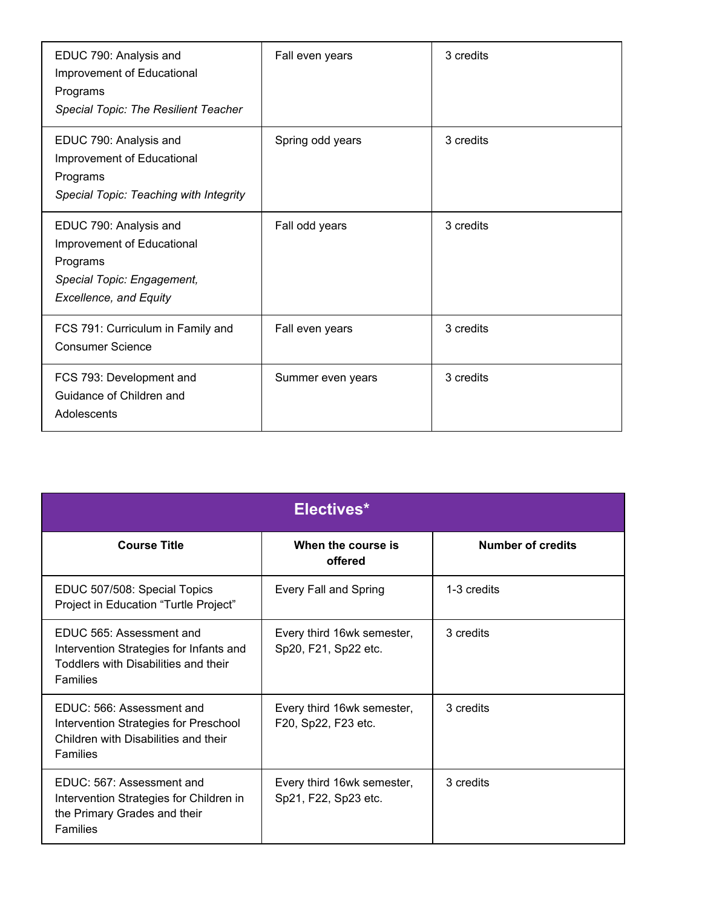| | | |
|---|---|---|
| EDUC 790: Analysis and Improvement of Educational Programs *Special Topic: The Resilient Teacher* | Fall even years | 3 credits |
| EDUC 790: Analysis and Improvement of Educational Programs *Special Topic: Teaching with Integrity* | Spring odd years | 3 credits |
| EDUC 790: Analysis and Improvement of Educational Programs *Special Topic: Engagement, Excellence, and Equity* | Fall odd years | 3 credits |
| FCS 791: Curriculum in Family and Consumer Science | Fall even years | 3 credits |
| FCS 793: Development and Guidance of Children and Adolescents | Summer even years | 3 credits |

| Electives* | | |
|---|---|---|
| **Course Title** | **When the course is offered** | **Number of credits** |
| EDUC 507/508: Special Topics Project in Education "Turtle Project" | Every Fall and Spring | 1-3 credits |
| EDUC 565: Assessment and Intervention Strategies for Infants and Toddlers with Disabilities and their Families | Every third 16wk semester, Sp20, F21, Sp22 etc. | 3 credits |
| EDUC: 566: Assessment and Intervention Strategies for Preschool Children with Disabilities and their Families | Every third 16wk semester, F20, Sp22, F23 etc. | 3 credits |
| EDUC: 567: Assessment and Intervention Strategies for Children in the Primary Grades and their Families | Every third 16wk semester, Sp21, F22, Sp23 etc. | 3 credits |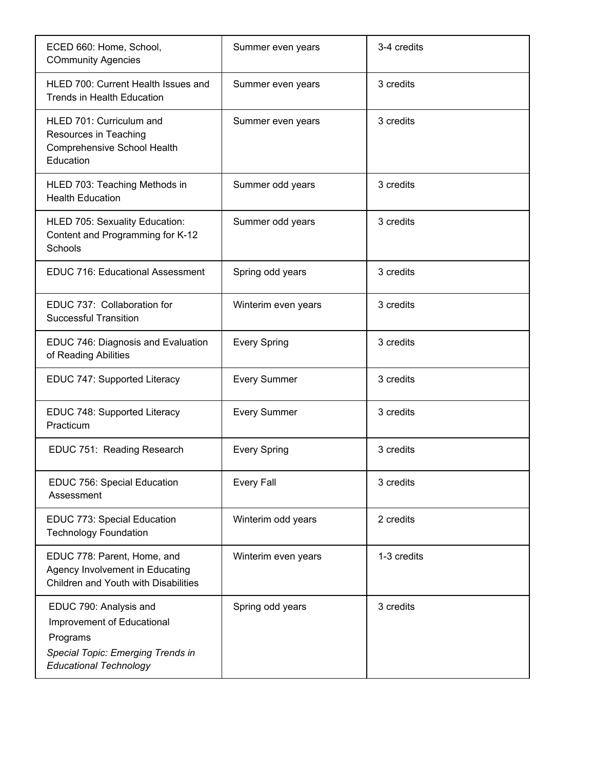| | | |
|---|---|---|
| ECED 660: Home, School, COmmunity Agencies | Summer even years | 3-4 credits |
| HLED 700: Current Health Issues and Trends in Health Education | Summer even years | 3 credits |
| HLED 701: Curriculum and Resources in Teaching Comprehensive School Health Education | Summer even years | 3 credits |
| HLED 703: Teaching Methods in Health Education | Summer odd years | 3 credits |
| HLED 705: Sexuality Education: Content and Programming for K-12 Schools | Summer odd years | 3 credits |
| EDUC 716: Educational Assessment | Spring odd years | 3 credits |
| EDUC 737: Collaboration for Successful Transition | Winterim even years | 3 credits |
| EDUC 746: Diagnosis and Evaluation of Reading Abilities | Every Spring | 3 credits |
| EDUC 747: Supported Literacy | Every Summer | 3 credits |
| EDUC 748: Supported Literacy Practicum | Every Summer | 3 credits |
| EDUC 751: Reading Research | Every Spring | 3 credits |
| EDUC 756: Special Education Assessment | Every Fall | 3 credits |
| EDUC 773: Special Education Technology Foundation | Winterim odd years | 2 credits |
| EDUC 778: Parent, Home, and Agency Involvement in Educating Children and Youth with Disabilities | Winterim even years | 1-3 credits |
| EDUC 790: Analysis and Improvement of Educational Programs *Special Topic: Emerging Trends in Educational Technology* | Spring odd years | 3 credits |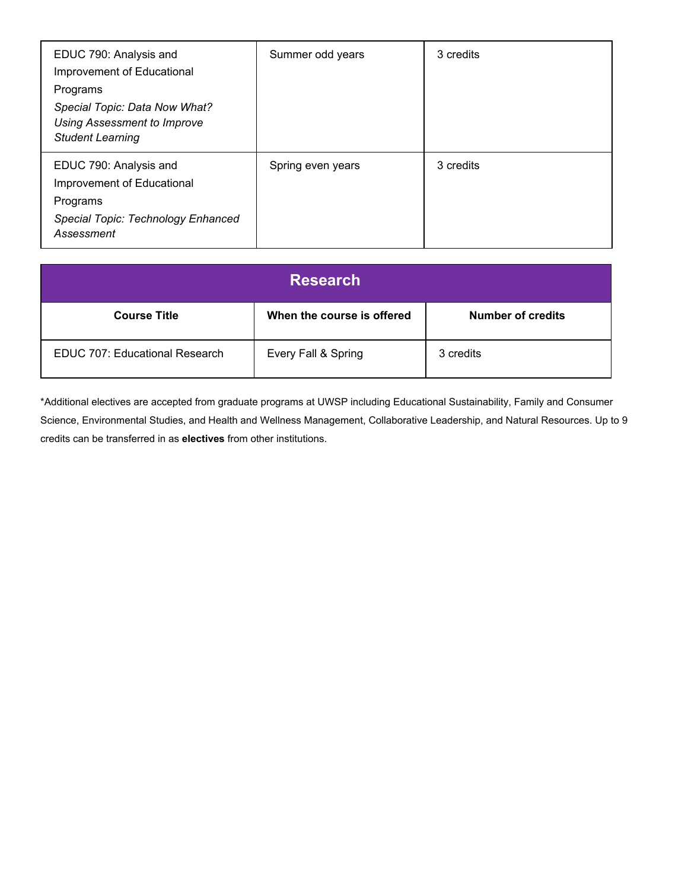| | | |
|---|---|---|
| EDUC 790: Analysis and Improvement of Educational Programs *Special Topic: Data Now What? Using Assessment to Improve Student Learning* | Summer odd years | 3 credits |
| EDUC 790: Analysis and Improvement of Educational Programs *Special Topic: Technology Enhanced Assessment* | Spring even years | 3 credits |

## Research

| Course Title | When the course is offered | Number of credits |
|---|---|---|
| EDUC 707: Educational Research | Every Fall & Spring | 3 credits |

*Additional electives are accepted from graduate programs at UWSP including Educational Sustainability, Family and Consumer Science, Environmental Studies, and Health and Wellness Management, Collaborative Leadership, and Natural Resources. Up to 9 credits can be transferred in as **electives** from other institutions.